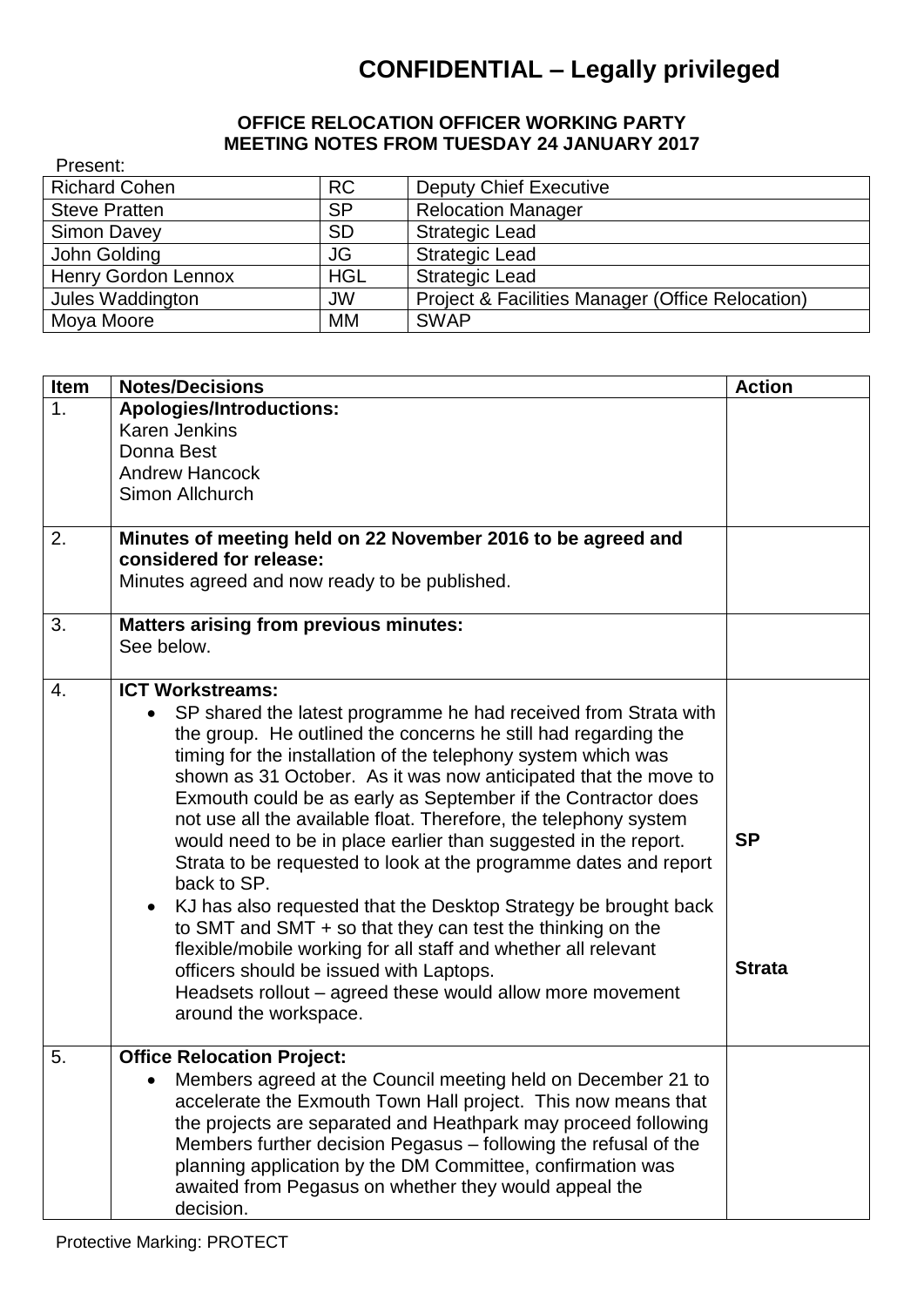# CONFIDENTIAL – Legally privileged

## OFFICE RELOCATION OFFICER WORKING PARTY MEETING NOTES FROM TUESDAY 24 JANUARY 2017

Present:

| | | |
|---|---|---|
| Richard Cohen | RC | Deputy Chief Executive |
| Steve Pratten | SP | Relocation Manager |
| Simon Davey | SD | Strategic Lead |
| John Golding | JG | Strategic Lead |
| Henry Gordon Lennox | HGL | Strategic Lead |
| Jules Waddington | JW | Project & Facilities Manager (Office Relocation) |
| Moya Moore | MM | SWAP |

| Item | Notes/Decisions | Action |
|---|---|---|
| 1. | **Apologies/Introductions:**<br>Karen Jenkins<br>Donna Best<br>Andrew Hancock<br>Simon Allchurch | |
| 2. | **Minutes of meeting held on 22 November 2016 to be agreed and considered for release:**<br>Minutes agreed and now ready to be published. | |
| 3. | **Matters arising from previous minutes:**<br>See below. | |
| 4. | **ICT Workstreams:**<br>• SP shared the latest programme he had received from Strata with the group. He outlined the concerns he still had regarding the timing for the installation of the telephony system which was shown as 31 October. As it was now anticipated that the move to Exmouth could be as early as September if the Contractor does not use all the available float. Therefore, the telephony system would need to be in place earlier than suggested in the report. Strata to be requested to look at the programme dates and report back to SP.<br>• KJ has also requested that the Desktop Strategy be brought back to SMT and SMT + so that they can test the thinking on the flexible/mobile working for all staff and whether all relevant officers should be issued with Laptops.<br>Headsets rollout – agreed these would allow more movement around the workspace. | **SP**<br><br>**Strata** |
| 5. | **Office Relocation Project:**<br>• Members agreed at the Council meeting held on December 21 to accelerate the Exmouth Town Hall project. This now means that the projects are separated and Heathpark may proceed following Members further decision Pegasus – following the refusal of the planning application by the DM Committee, confirmation was awaited from Pegasus on whether they would appeal the decision. | |

Protective Marking: PROTECT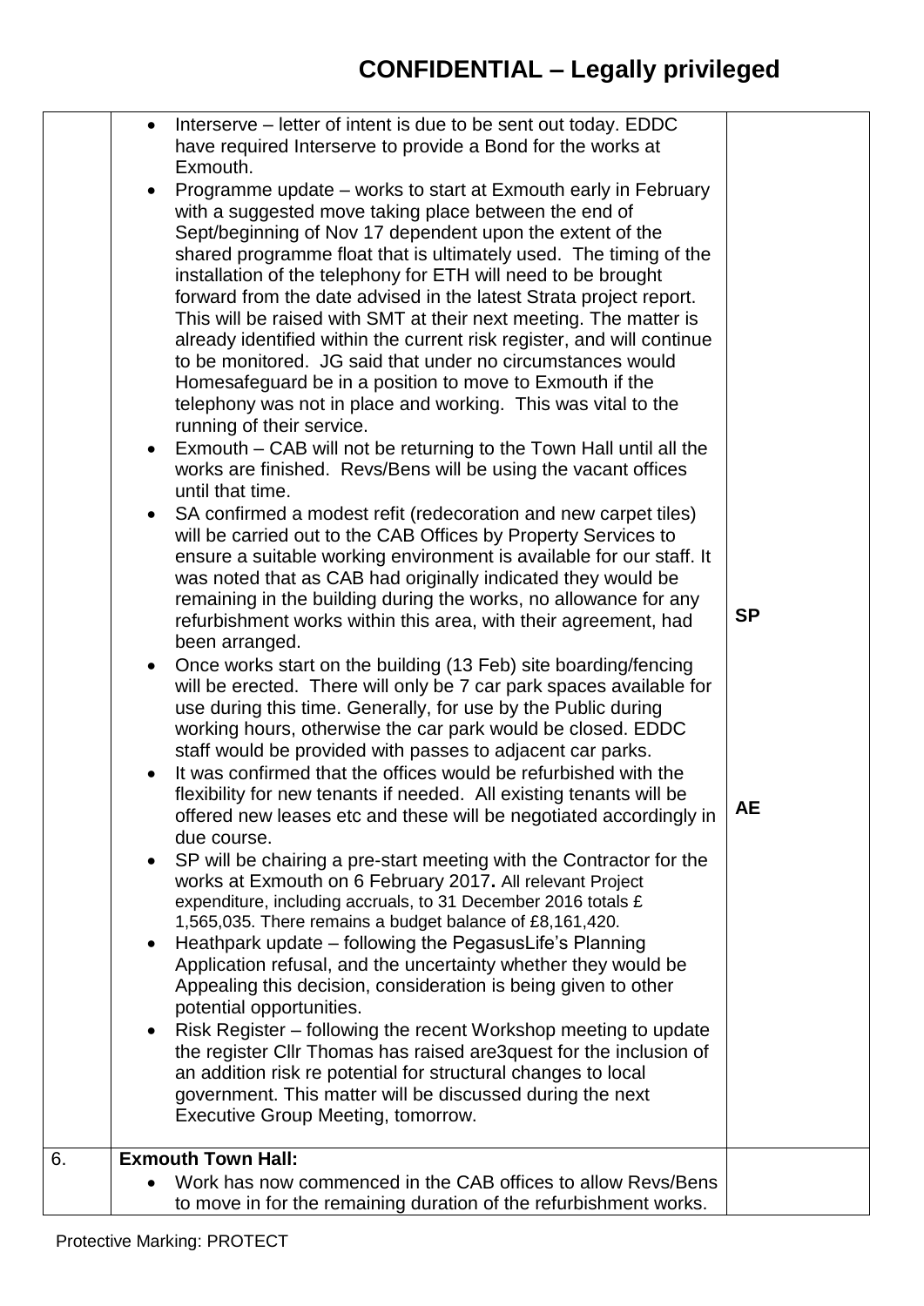# CONFIDENTIAL – Legally privileged

| | | |
|---|---|---|
| | • Interserve – letter of intent is due to be sent out today. EDDC have required Interserve to provide a Bond for the works at Exmouth.<br>• Programme update – works to start at Exmouth early in February with a suggested move taking place between the end of Sept/beginning of Nov 17 dependent upon the extent of the shared programme float that is ultimately used. The timing of the installation of the telephony for ETH will need to be brought forward from the date advised in the latest Strata project report. This will be raised with SMT at their next meeting. The matter is already identified within the current risk register, and will continue to be monitored. JG said that under no circumstances would Homesafeguard be in a position to move to Exmouth if the telephony was not in place and working. This was vital to the running of their service.<br>• Exmouth – CAB will not be returning to the Town Hall until all the works are finished. Revs/Bens will be using the vacant offices until that time.<br>• SA confirmed a modest refit (redecoration and new carpet tiles) will be carried out to the CAB Offices by Property Services to ensure a suitable working environment is available for our staff. It was noted that as CAB had originally indicated they would be remaining in the building during the works, no allowance for any refurbishment works within this area, with their agreement, had been arranged.<br>• Once works start on the building (13 Feb) site boarding/fencing will be erected. There will only be 7 car park spaces available for use during this time. Generally, for use by the Public during working hours, otherwise the car park would be closed. EDDC staff would be provided with passes to adjacent car parks.<br>• It was confirmed that the offices would be refurbished with the flexibility for new tenants if needed. All existing tenants will be offered new leases etc and these will be negotiated accordingly in due course.<br>• SP will be chairing a pre-start meeting with the Contractor for the works at Exmouth on 6 February 2017**.** All relevant Project expenditure, including accruals, to 31 December 2016 totals £ 1,565,035. There remains a budget balance of £8,161,420.<br>• Heathpark update – following the PegasusLife's Planning Application refusal, and the uncertainty whether they would be Appealing this decision, consideration is being given to other potential opportunities.<br>• Risk Register – following the recent Workshop meeting to update the register Cllr Thomas has raised are3quest for the inclusion of an addition risk re potential for structural changes to local government. This matter will be discussed during the next Executive Group Meeting, tomorrow. | **SP**<br><br>**AE** |
| 6. | **Exmouth Town Hall:**<br>• Work has now commenced in the CAB offices to allow Revs/Bens to move in for the remaining duration of the refurbishment works. | |

Protective Marking: PROTECT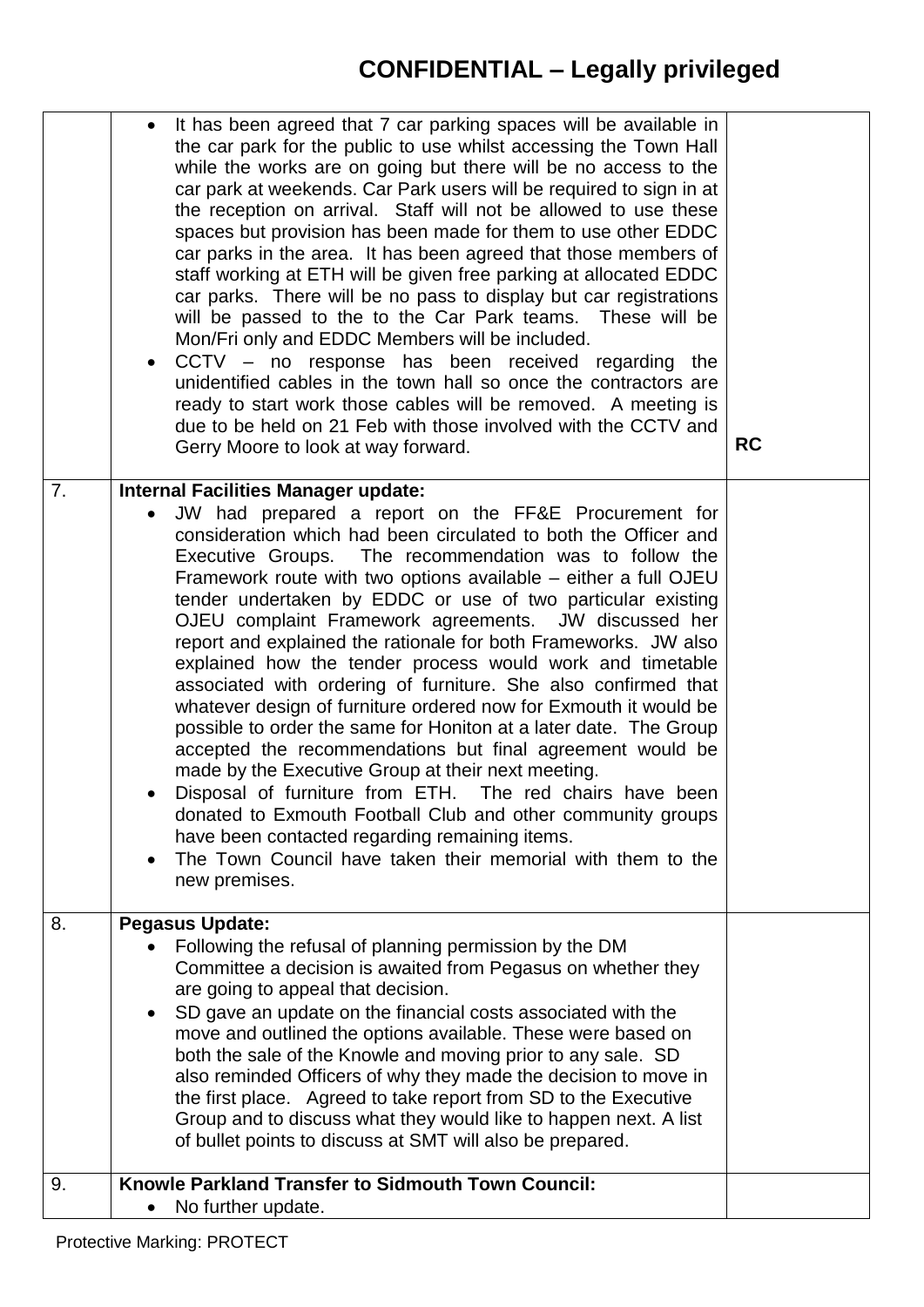# CONFIDENTIAL – Legally privileged

| | | |
|---|---|---|
| | • It has been agreed that 7 car parking spaces will be available in the car park for the public to use whilst accessing the Town Hall while the works are on going but there will be no access to the car park at weekends. Car Park users will be required to sign in at the reception on arrival. Staff will not be allowed to use these spaces but provision has been made for them to use other EDDC car parks in the area. It has been agreed that those members of staff working at ETH will be given free parking at allocated EDDC car parks. There will be no pass to display but car registrations will be passed to the to the Car Park teams. These will be Mon/Fri only and EDDC Members will be included.<br>• CCTV – no response has been received regarding the unidentified cables in the town hall so once the contractors are ready to start work those cables will be removed. A meeting is due to be held on 21 Feb with those involved with the CCTV and Gerry Moore to look at way forward. | RC |
| 7. | **Internal Facilities Manager update:**<br>• JW had prepared a report on the FF&E Procurement for consideration which had been circulated to both the Officer and Executive Groups. The recommendation was to follow the Framework route with two options available – either a full OJEU tender undertaken by EDDC or use of two particular existing OJEU complaint Framework agreements. JW discussed her report and explained the rationale for both Frameworks. JW also explained how the tender process would work and timetable associated with ordering of furniture. She also confirmed that whatever design of furniture ordered now for Exmouth it would be possible to order the same for Honiton at a later date. The Group accepted the recommendations but final agreement would be made by the Executive Group at their next meeting.<br>• Disposal of furniture from ETH. The red chairs have been donated to Exmouth Football Club and other community groups have been contacted regarding remaining items.<br>• The Town Council have taken their memorial with them to the new premises. | |
| 8. | **Pegasus Update:**<br>• Following the refusal of planning permission by the DM Committee a decision is awaited from Pegasus on whether they are going to appeal that decision.<br>• SD gave an update on the financial costs associated with the move and outlined the options available. These were based on both the sale of the Knowle and moving prior to any sale. SD also reminded Officers of why they made the decision to move in the first place. Agreed to take report from SD to the Executive Group and to discuss what they would like to happen next. A list of bullet points to discuss at SMT will also be prepared. | |
| 9. | **Knowle Parkland Transfer to Sidmouth Town Council:**<br>• No further update. | |

Protective Marking: PROTECT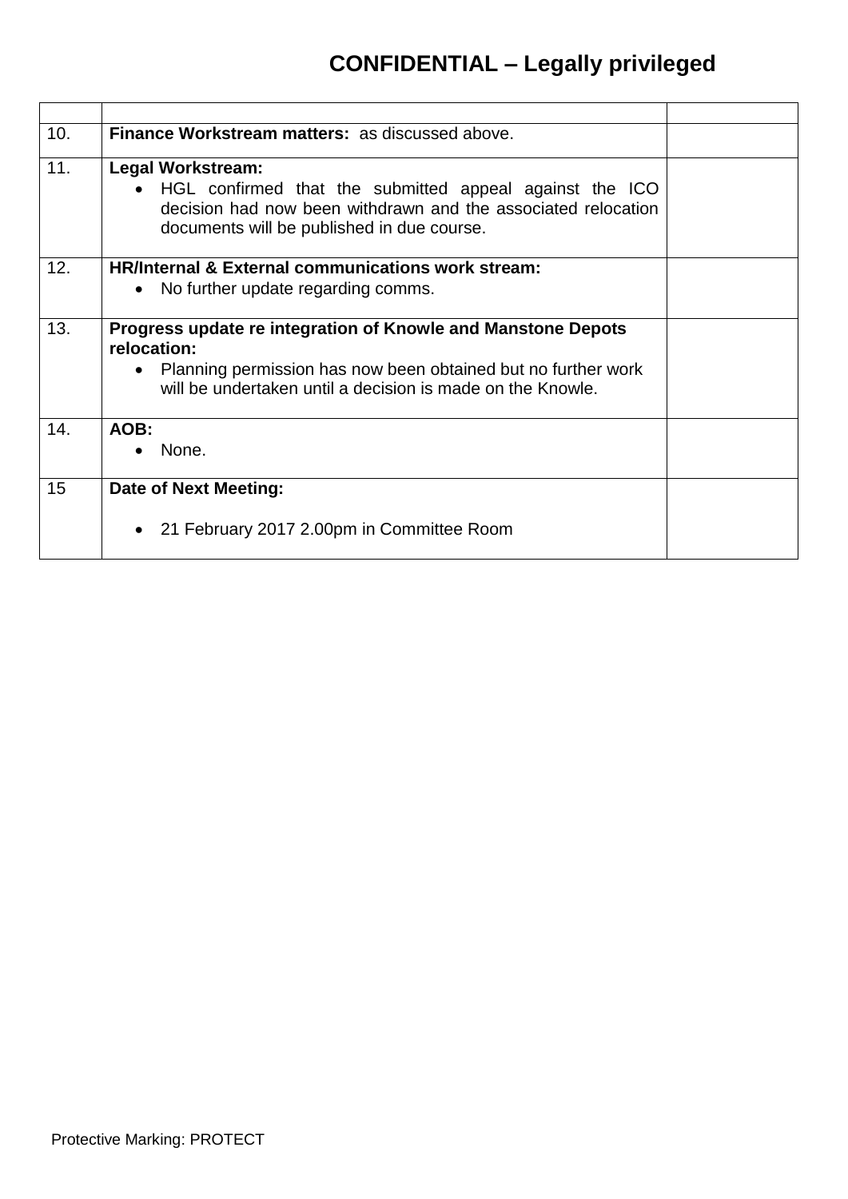# CONFIDENTIAL – Legally privileged

| | | |
|---|---|---|
| 10. | **Finance Workstream matters:** as discussed above. | |
| 11. | **Legal Workstream:**<br>• HGL confirmed that the submitted appeal against the ICO decision had now been withdrawn and the associated relocation documents will be published in due course. | |
| 12. | **HR/Internal & External communications work stream:**<br>• No further update regarding comms. | |
| 13. | **Progress update re integration of Knowle and Manstone Depots relocation:**<br>• Planning permission has now been obtained but no further work will be undertaken until a decision is made on the Knowle. | |
| 14. | **AOB:**<br>• None. | |
| 15 | **Date of Next Meeting:**<br>• 21 February 2017 2.00pm in Committee Room | |

Protective Marking: PROTECT